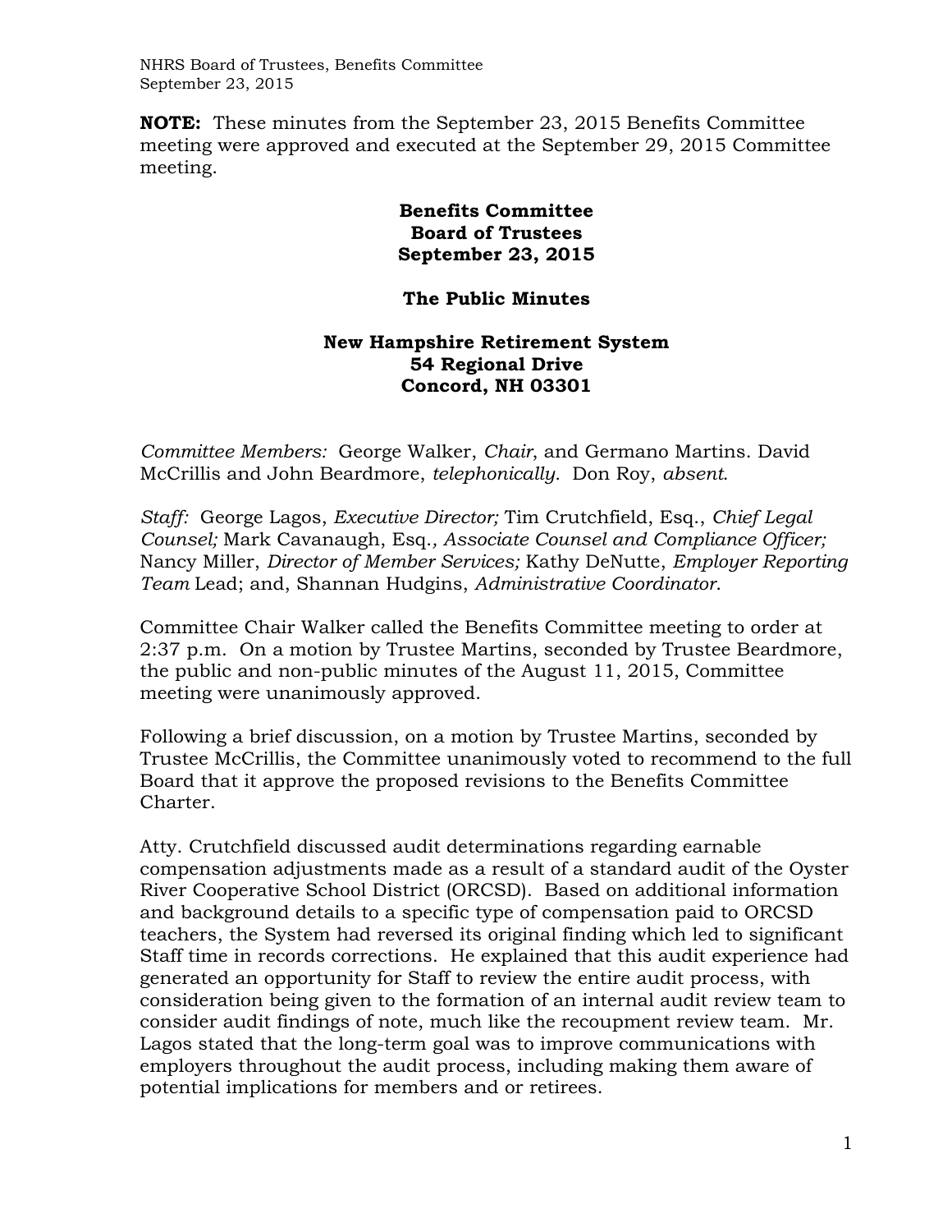**NOTE:** These minutes from the September 23, 2015 Benefits Committee meeting were approved and executed at the September 29, 2015 Committee meeting.

**Benefits Committee**
**Board of Trustees**
**September 23, 2015**

**The Public Minutes**

**New Hampshire Retirement System**
**54 Regional Drive**
**Concord, NH 03301**

*Committee Members:* George Walker, *Chair*, and Germano Martins. David McCrillis and John Beardmore, *telephonically.* Don Roy, *absent*.

*Staff:* George Lagos, *Executive Director;* Tim Crutchfield, Esq., *Chief Legal Counsel;* Mark Cavanaugh, Esq.*, Associate Counsel and Compliance Officer;* Nancy Miller, *Director of Member Services;* Kathy DeNutte, *Employer Reporting Team* Lead; and, Shannan Hudgins, *Administrative Coordinator*.

Committee Chair Walker called the Benefits Committee meeting to order at 2:37 p.m. On a motion by Trustee Martins, seconded by Trustee Beardmore, the public and non-public minutes of the August 11, 2015, Committee meeting were unanimously approved.

Following a brief discussion, on a motion by Trustee Martins, seconded by Trustee McCrillis, the Committee unanimously voted to recommend to the full Board that it approve the proposed revisions to the Benefits Committee Charter.

Atty. Crutchfield discussed audit determinations regarding earnable compensation adjustments made as a result of a standard audit of the Oyster River Cooperative School District (ORCSD). Based on additional information and background details to a specific type of compensation paid to ORCSD teachers, the System had reversed its original finding which led to significant Staff time in records corrections. He explained that this audit experience had generated an opportunity for Staff to review the entire audit process, with consideration being given to the formation of an internal audit review team to consider audit findings of note, much like the recoupment review team. Mr. Lagos stated that the long-term goal was to improve communications with employers throughout the audit process, including making them aware of potential implications for members and or retirees.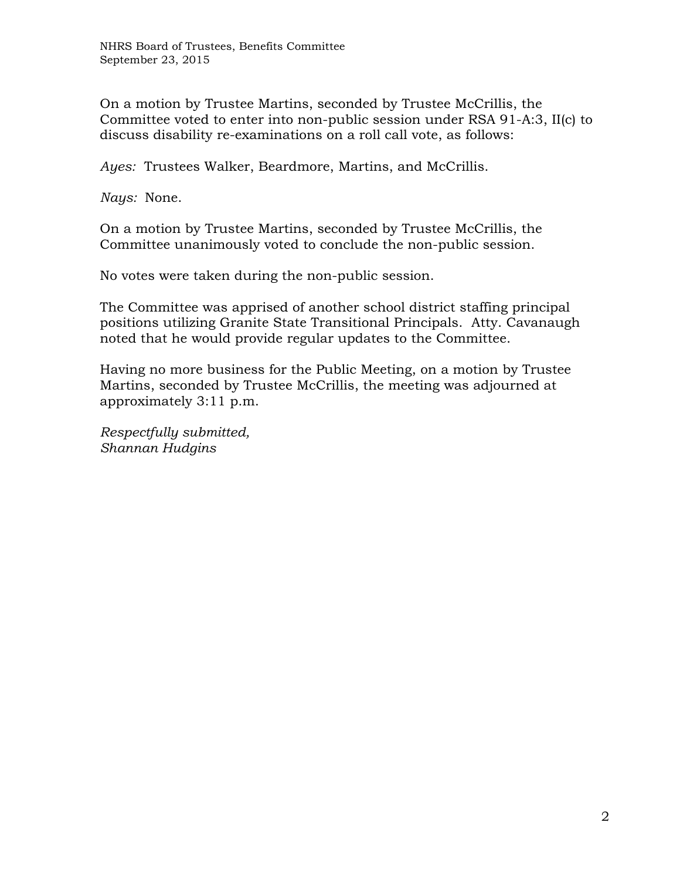On a motion by Trustee Martins, seconded by Trustee McCrillis, the Committee voted to enter into non-public session under RSA 91-A:3, II(c) to discuss disability re-examinations on a roll call vote, as follows:

*Ayes:* Trustees Walker, Beardmore, Martins, and McCrillis.

*Nays:* None.

On a motion by Trustee Martins, seconded by Trustee McCrillis, the Committee unanimously voted to conclude the non-public session.

No votes were taken during the non-public session.

The Committee was apprised of another school district staffing principal positions utilizing Granite State Transitional Principals. Atty. Cavanaugh noted that he would provide regular updates to the Committee.

Having no more business for the Public Meeting, on a motion by Trustee Martins, seconded by Trustee McCrillis, the meeting was adjourned at approximately 3:11 p.m.

*Respectfully submitted,*
*Shannan Hudgins*